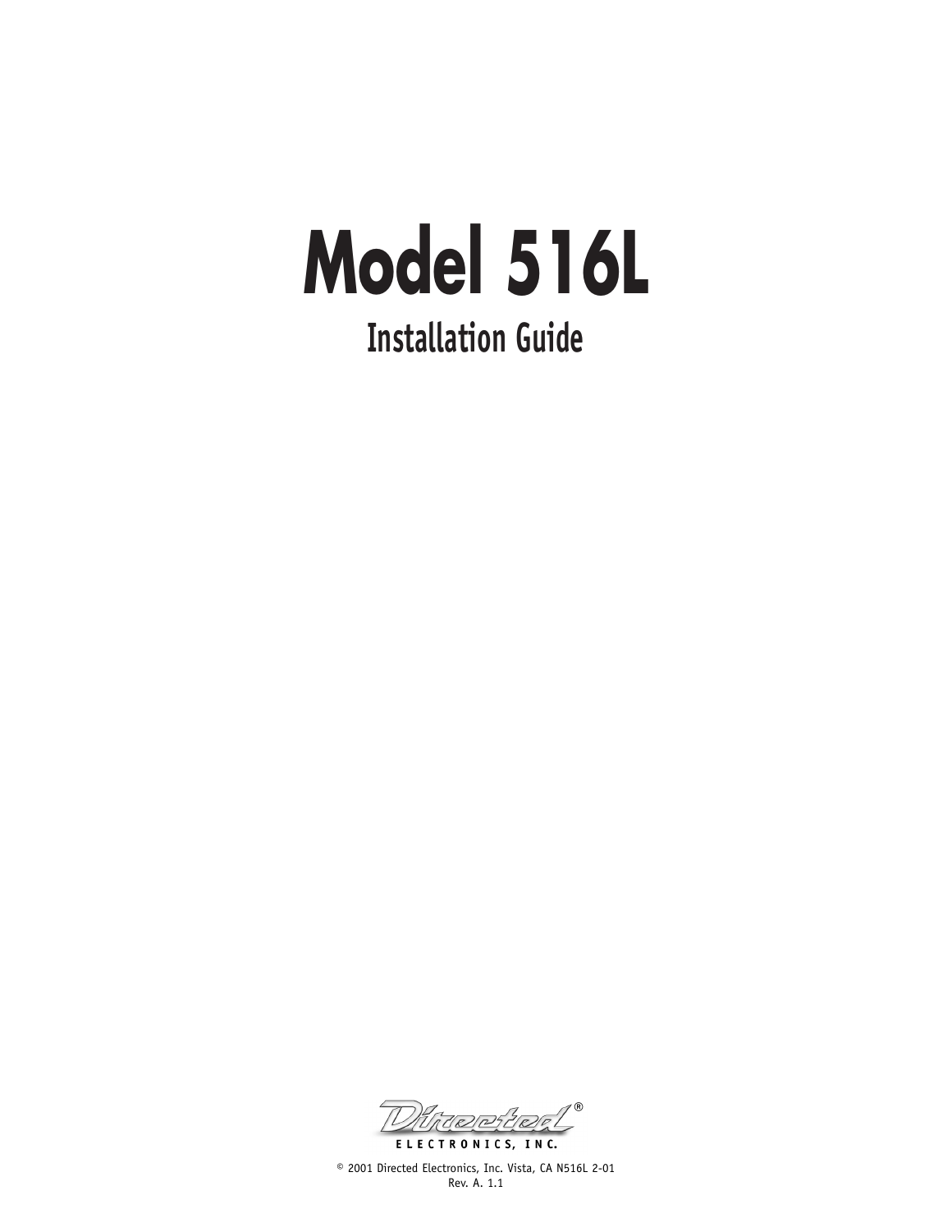# Model 516L

## Installation Guide

Directed® ELECTRONICS, INC.

© 2001 Directed Electronics, Inc. Vista, CA N516L 2-01
Rev. A. 1.1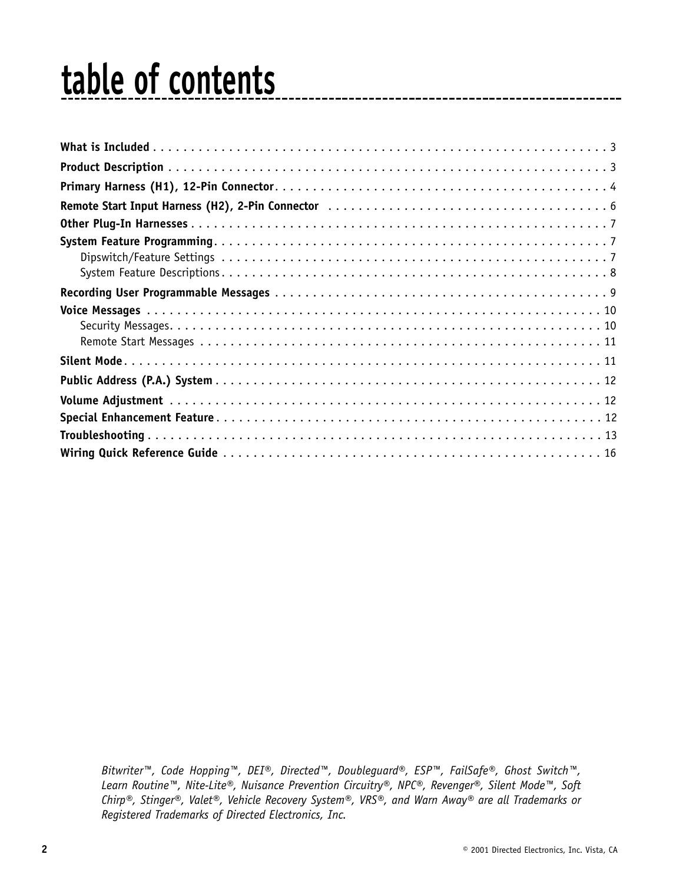# table of contents

**What is Included** . . . . . . . . . . . . . . . . . . . . . . . . . . . . . . . . . . . . . . . . . . . . . . . . . . . . . . . . . . . . 3

**Product Description** . . . . . . . . . . . . . . . . . . . . . . . . . . . . . . . . . . . . . . . . . . . . . . . . . . . . . . . . . . . 3

**Primary Harness (H1), 12-Pin Connector**. . . . . . . . . . . . . . . . . . . . . . . . . . . . . . . . . . . . . . . . . . . . . 4

**Remote Start Input Harness (H2), 2-Pin Connector** . . . . . . . . . . . . . . . . . . . . . . . . . . . . . . . . . . . . . 6

**Other Plug-In Harnesses** . . . . . . . . . . . . . . . . . . . . . . . . . . . . . . . . . . . . . . . . . . . . . . . . . . . . . . . . 7

**System Feature Programming**. . . . . . . . . . . . . . . . . . . . . . . . . . . . . . . . . . . . . . . . . . . . . . . . . . . . . 7

- Dipswitch/Feature Settings . . . . . . . . . . . . . . . . . . . . . . . . . . . . . . . . . . . . . . . . . . . . . . . . . . . . 7
- System Feature Descriptions. . . . . . . . . . . . . . . . . . . . . . . . . . . . . . . . . . . . . . . . . . . . . . . . . . . . 8

**Recording User Programmable Messages** . . . . . . . . . . . . . . . . . . . . . . . . . . . . . . . . . . . . . . . . . . . . 9

**Voice Messages** . . . . . . . . . . . . . . . . . . . . . . . . . . . . . . . . . . . . . . . . . . . . . . . . . . . . . . . . . . . . . 10

- Security Messages. . . . . . . . . . . . . . . . . . . . . . . . . . . . . . . . . . . . . . . . . . . . . . . . . . . . . . . . . . 10
- Remote Start Messages . . . . . . . . . . . . . . . . . . . . . . . . . . . . . . . . . . . . . . . . . . . . . . . . . . . . . . 11

**Silent Mode**. . . . . . . . . . . . . . . . . . . . . . . . . . . . . . . . . . . . . . . . . . . . . . . . . . . . . . . . . . . . . . . . 11

**Public Address (P.A.) System** . . . . . . . . . . . . . . . . . . . . . . . . . . . . . . . . . . . . . . . . . . . . . . . . . . . 12

**Volume Adjustment** . . . . . . . . . . . . . . . . . . . . . . . . . . . . . . . . . . . . . . . . . . . . . . . . . . . . . . . . . . 12

**Special Enhancement Feature**. . . . . . . . . . . . . . . . . . . . . . . . . . . . . . . . . . . . . . . . . . . . . . . . . . . . 12

**Troubleshooting** . . . . . . . . . . . . . . . . . . . . . . . . . . . . . . . . . . . . . . . . . . . . . . . . . . . . . . . . . . . . 13

**Wiring Quick Reference Guide** . . . . . . . . . . . . . . . . . . . . . . . . . . . . . . . . . . . . . . . . . . . . . . . . . . . 16

*Bitwriter™, Code Hopping™, DEI®, Directed™, Doubleguard®, ESP™, FailSafe®, Ghost Switch™, Learn Routine™, Nite-Lite®, Nuisance Prevention Circuitry®, NPC®, Revenger®, Silent Mode™, Soft Chirp®, Stinger®, Valet®, Vehicle Recovery System®, VRS®, and Warn Away® are all Trademarks or Registered Trademarks of Directed Electronics, Inc.*

© 2001 Directed Electronics, Inc. Vista, CA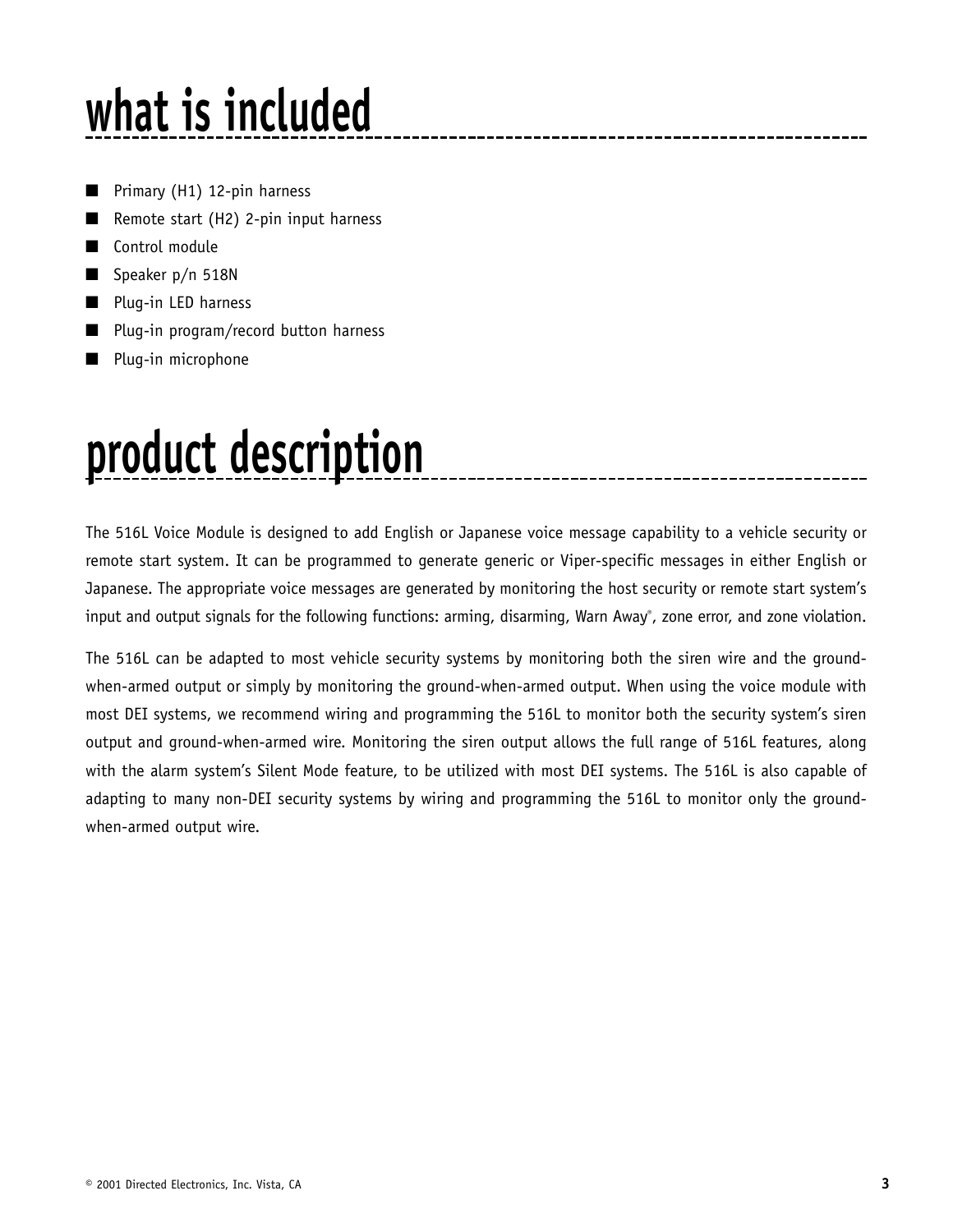# what is included

- Primary (H1) 12-pin harness
- Remote start (H2) 2-pin input harness
- Control module
- Speaker p/n 518N
- Plug-in LED harness
- Plug-in program/record button harness
- Plug-in microphone

# product description

The 516L Voice Module is designed to add English or Japanese voice message capability to a vehicle security or remote start system. It can be programmed to generate generic or Viper-specific messages in either English or Japanese. The appropriate voice messages are generated by monitoring the host security or remote start system's input and output signals for the following functions: arming, disarming, Warn Away®, zone error, and zone violation.

The 516L can be adapted to most vehicle security systems by monitoring both the siren wire and the ground-when-armed output or simply by monitoring the ground-when-armed output. When using the voice module with most DEI systems, we recommend wiring and programming the 516L to monitor both the security system's siren output and ground-when-armed wire. Monitoring the siren output allows the full range of 516L features, along with the alarm system's Silent Mode feature, to be utilized with most DEI systems. The 516L is also capable of adapting to many non-DEI security systems by wiring and programming the 516L to monitor only the ground-when-armed output wire.

© 2001 Directed Electronics, Inc. Vista, CA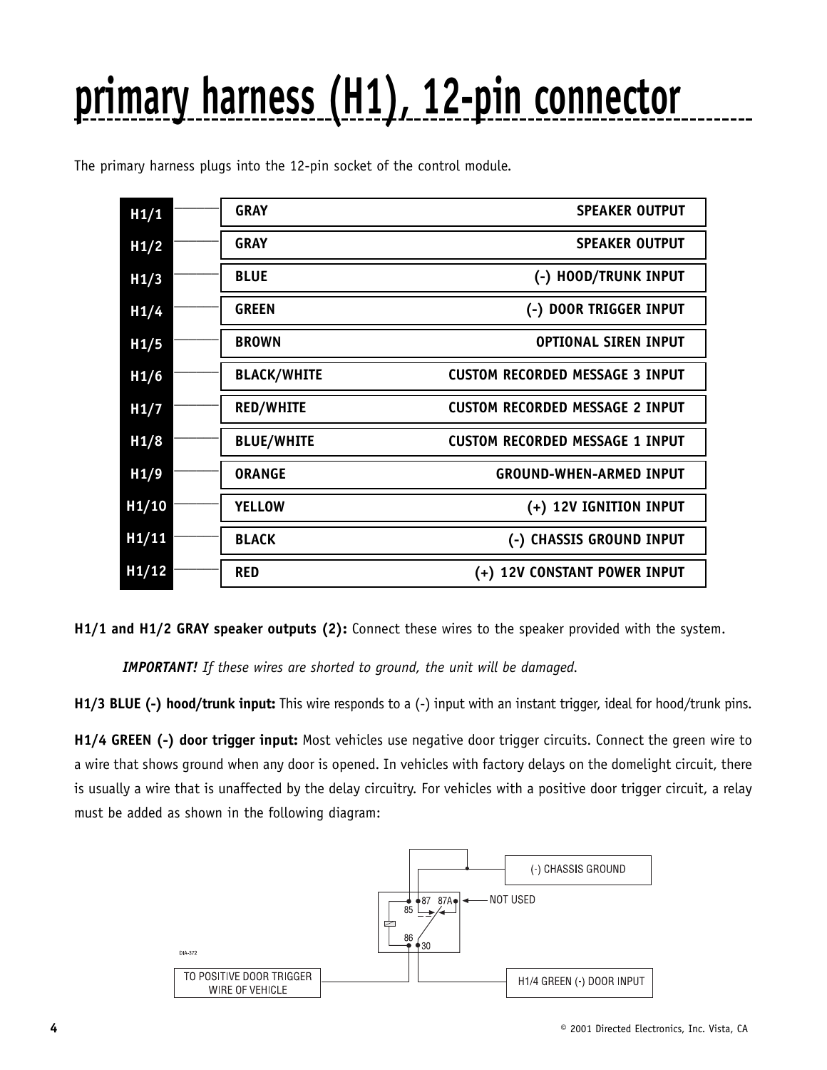# primary harness (H1), 12-pin connector

The primary harness plugs into the 12-pin socket of the control module.

| Pin | Wire Color | Function |
|---|---|---|
| H1/1 | GRAY | SPEAKER OUTPUT |
| H1/2 | GRAY | SPEAKER OUTPUT |
| H1/3 | BLUE | (-) HOOD/TRUNK INPUT |
| H1/4 | GREEN | (-) DOOR TRIGGER INPUT |
| H1/5 | BROWN | OPTIONAL SIREN INPUT |
| H1/6 | BLACK/WHITE | CUSTOM RECORDED MESSAGE 3 INPUT |
| H1/7 | RED/WHITE | CUSTOM RECORDED MESSAGE 2 INPUT |
| H1/8 | BLUE/WHITE | CUSTOM RECORDED MESSAGE 1 INPUT |
| H1/9 | ORANGE | GROUND-WHEN-ARMED INPUT |
| H1/10 | YELLOW | (+) 12V IGNITION INPUT |
| H1/11 | BLACK | (-) CHASSIS GROUND INPUT |
| H1/12 | RED | (+) 12V CONSTANT POWER INPUT |

**H1/1 and H1/2 GRAY speaker outputs (2):** Connect these wires to the speaker provided with the system.

> ***IMPORTANT!*** *If these wires are shorted to ground, the unit will be damaged.*

**H1/3 BLUE (-) hood/trunk input:** This wire responds to a (-) input with an instant trigger, ideal for hood/trunk pins.

**H1/4 GREEN (-) door trigger input:** Most vehicles use negative door trigger circuits. Connect the green wire to a wire that shows ground when any door is opened. In vehicles with factory delays on the domelight circuit, there is usually a wire that is unaffected by the delay circuitry. For vehicles with a positive door trigger circuit, a relay must be added as shown in the following diagram:

(-) CHASSIS GROUND

87 87A — NOT USED

85

86 30

DIA-372

TO POSITIVE DOOR TRIGGER WIRE OF VEHICLE

H1/4 GREEN (-) DOOR INPUT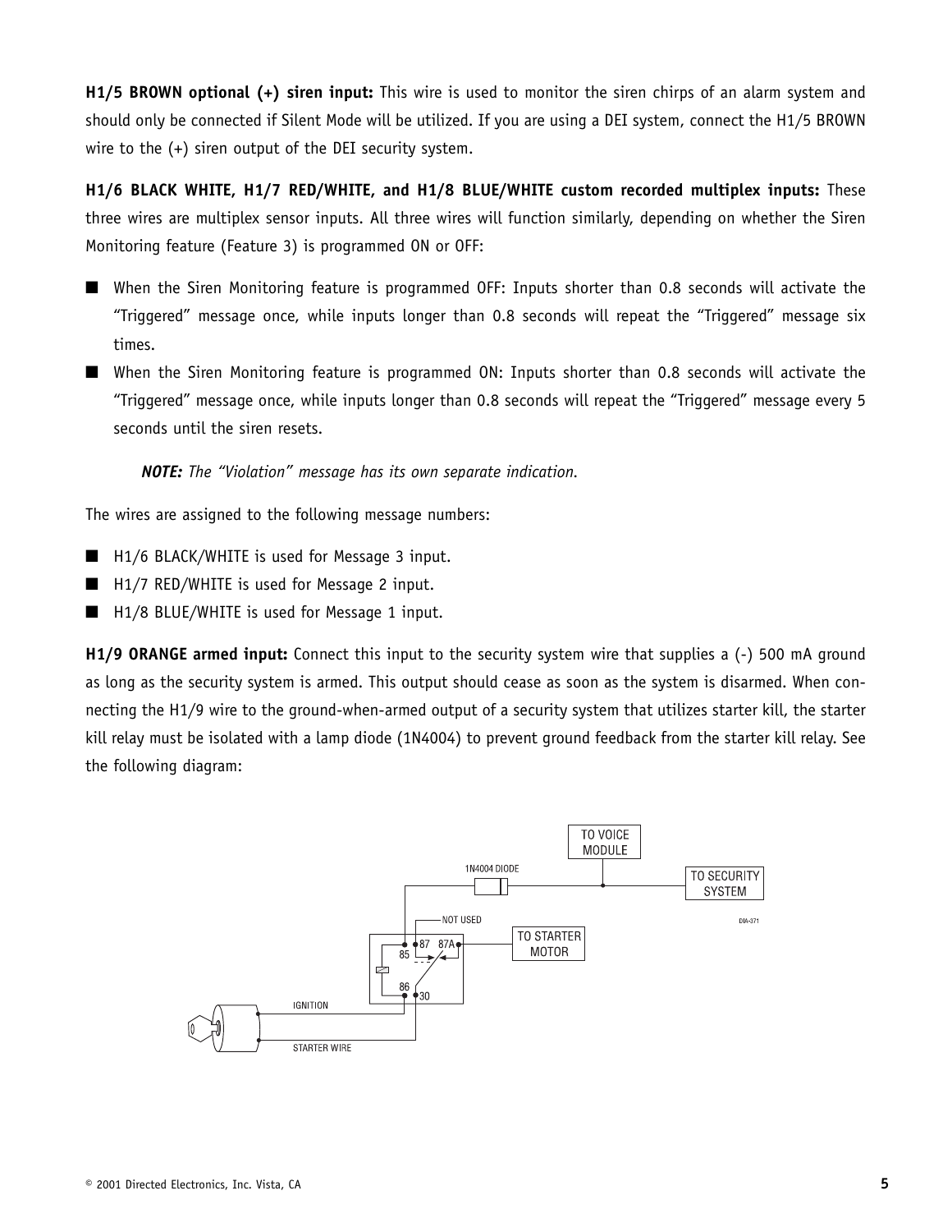**H1/5 BROWN optional (+) siren input:** This wire is used to monitor the siren chirps of an alarm system and should only be connected if Silent Mode will be utilized. If you are using a DEI system, connect the H1/5 BROWN wire to the (+) siren output of the DEI security system.

**H1/6 BLACK WHITE, H1/7 RED/WHITE, and H1/8 BLUE/WHITE custom recorded multiplex inputs:** These three wires are multiplex sensor inputs. All three wires will function similarly, depending on whether the Siren Monitoring feature (Feature 3) is programmed ON or OFF:

- When the Siren Monitoring feature is programmed OFF: Inputs shorter than 0.8 seconds will activate the "Triggered" message once, while inputs longer than 0.8 seconds will repeat the "Triggered" message six times.
- When the Siren Monitoring feature is programmed ON: Inputs shorter than 0.8 seconds will activate the "Triggered" message once, while inputs longer than 0.8 seconds will repeat the "Triggered" message every 5 seconds until the siren resets.

> ***NOTE:*** *The "Violation" message has its own separate indication.*

The wires are assigned to the following message numbers:

- H1/6 BLACK/WHITE is used for Message 3 input.
- H1/7 RED/WHITE is used for Message 2 input.
- H1/8 BLUE/WHITE is used for Message 1 input.

**H1/9 ORANGE armed input:** Connect this input to the security system wire that supplies a (-) 500 mA ground as long as the security system is armed. This output should cease as soon as the system is disarmed. When connecting the H1/9 wire to the ground-when-armed output of a security system that utilizes starter kill, the starter kill relay must be isolated with a lamp diode (1N4004) to prevent ground feedback from the starter kill relay. See the following diagram:

TO VOICE MODULE
1N4004 DIODE
TO SECURITY SYSTEM
DIA-371
NOT USED
87 87A
85
TO STARTER MOTOR
86 30
IGNITION
STARTER WIRE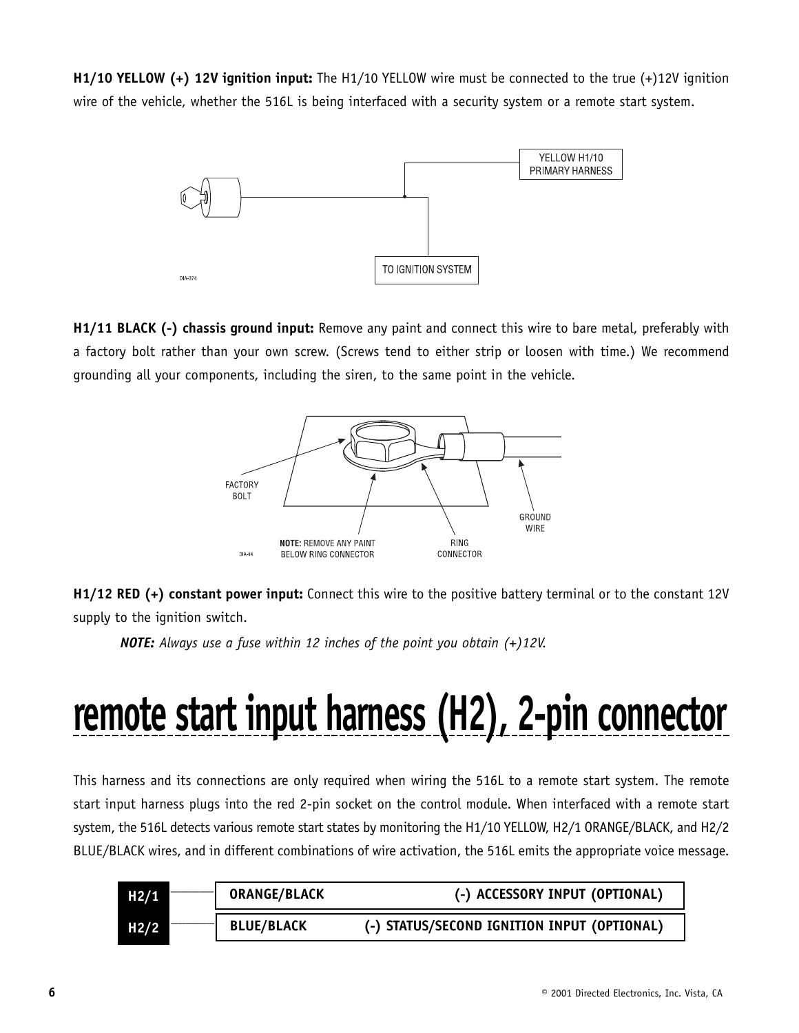**H1/10 YELLOW (+) 12V ignition input:** The H1/10 YELLOW wire must be connected to the true (+)12V ignition wire of the vehicle, whether the 516L is being interfaced with a security system or a remote start system.

**H1/11 BLACK (-) chassis ground input:** Remove any paint and connect this wire to bare metal, preferably with a factory bolt rather than your own screw. (Screws tend to either strip or loosen with time.) We recommend grounding all your components, including the siren, to the same point in the vehicle.

**H1/12 RED (+) constant power input:** Connect this wire to the positive battery terminal or to the constant 12V supply to the ignition switch.

> ***NOTE:*** *Always use a fuse within 12 inches of the point you obtain (+)12V.*

# remote start input harness (H2), 2-pin connector

This harness and its connections are only required when wiring the 516L to a remote start system. The remote start input harness plugs into the red 2-pin socket on the control module. When interfaced with a remote start system, the 516L detects various remote start states by monitoring the H1/10 YELLOW, H2/1 ORANGE/BLACK, and H2/2 BLUE/BLACK wires, and in different combinations of wire activation, the 516L emits the appropriate voice message.

| Pin | Wire | Function |
|---|---|---|
| H2/1 | ORANGE/BLACK | (-) ACCESSORY INPUT (OPTIONAL) |
| H2/2 | BLUE/BLACK | (-) STATUS/SECOND IGNITION INPUT (OPTIONAL) |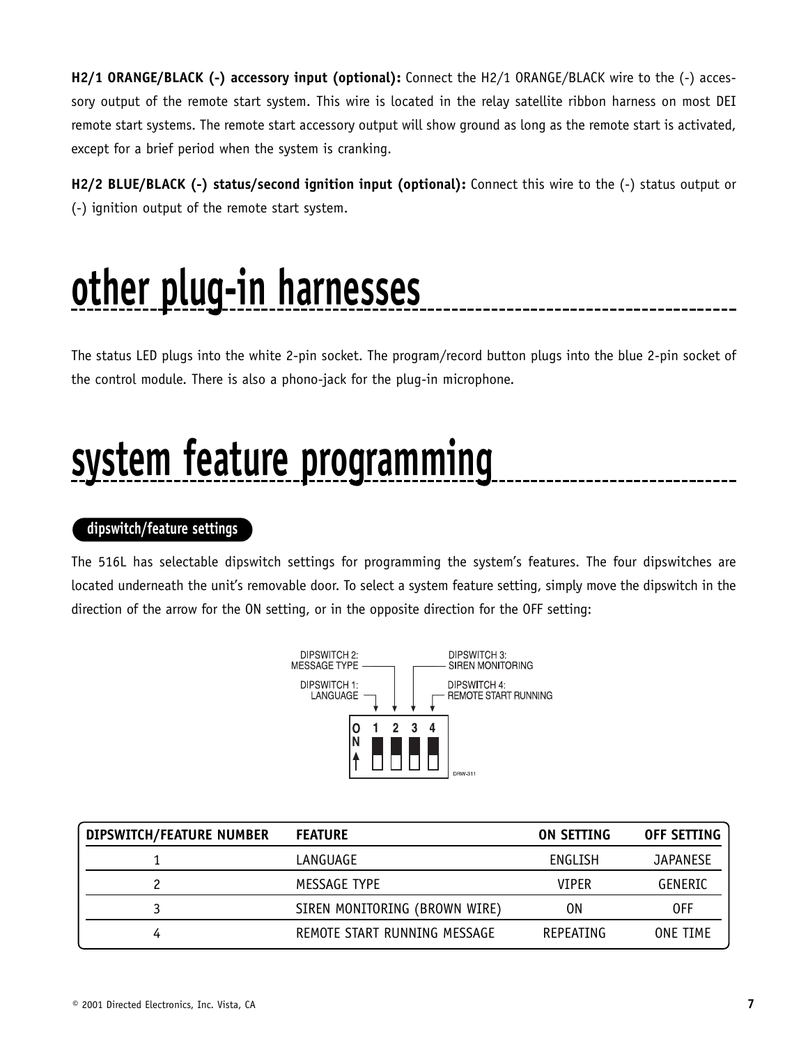**H2/1 ORANGE/BLACK (-) accessory input (optional):** Connect the H2/1 ORANGE/BLACK wire to the (-) accessory output of the remote start system. This wire is located in the relay satellite ribbon harness on most DEI remote start systems. The remote start accessory output will show ground as long as the remote start is activated, except for a brief period when the system is cranking.

**H2/2 BLUE/BLACK (-) status/second ignition input (optional):** Connect this wire to the (-) status output or (-) ignition output of the remote start system.

# other plug-in harnesses

The status LED plugs into the white 2-pin socket. The program/record button plugs into the blue 2-pin socket of the control module. There is also a phono-jack for the plug-in microphone.

# system feature programming

## dipswitch/feature settings

The 516L has selectable dipswitch settings for programming the system's features. The four dipswitches are located underneath the unit's removable door. To select a system feature setting, simply move the dipswitch in the direction of the arrow for the ON setting, or in the opposite direction for the OFF setting:

DIPSWITCH 1: LANGUAGE
DIPSWITCH 2: MESSAGE TYPE
DIPSWITCH 3: SIREN MONITORING
DIPSWITCH 4: REMOTE START RUNNING

| DIPSWITCH/FEATURE NUMBER | FEATURE | ON SETTING | OFF SETTING |
|---|---|---|---|
| 1 | LANGUAGE | ENGLISH | JAPANESE |
| 2 | MESSAGE TYPE | VIPER | GENERIC |
| 3 | SIREN MONITORING (BROWN WIRE) | ON | OFF |
| 4 | REMOTE START RUNNING MESSAGE | REPEATING | ONE TIME |

© 2001 Directed Electronics, Inc. Vista, CA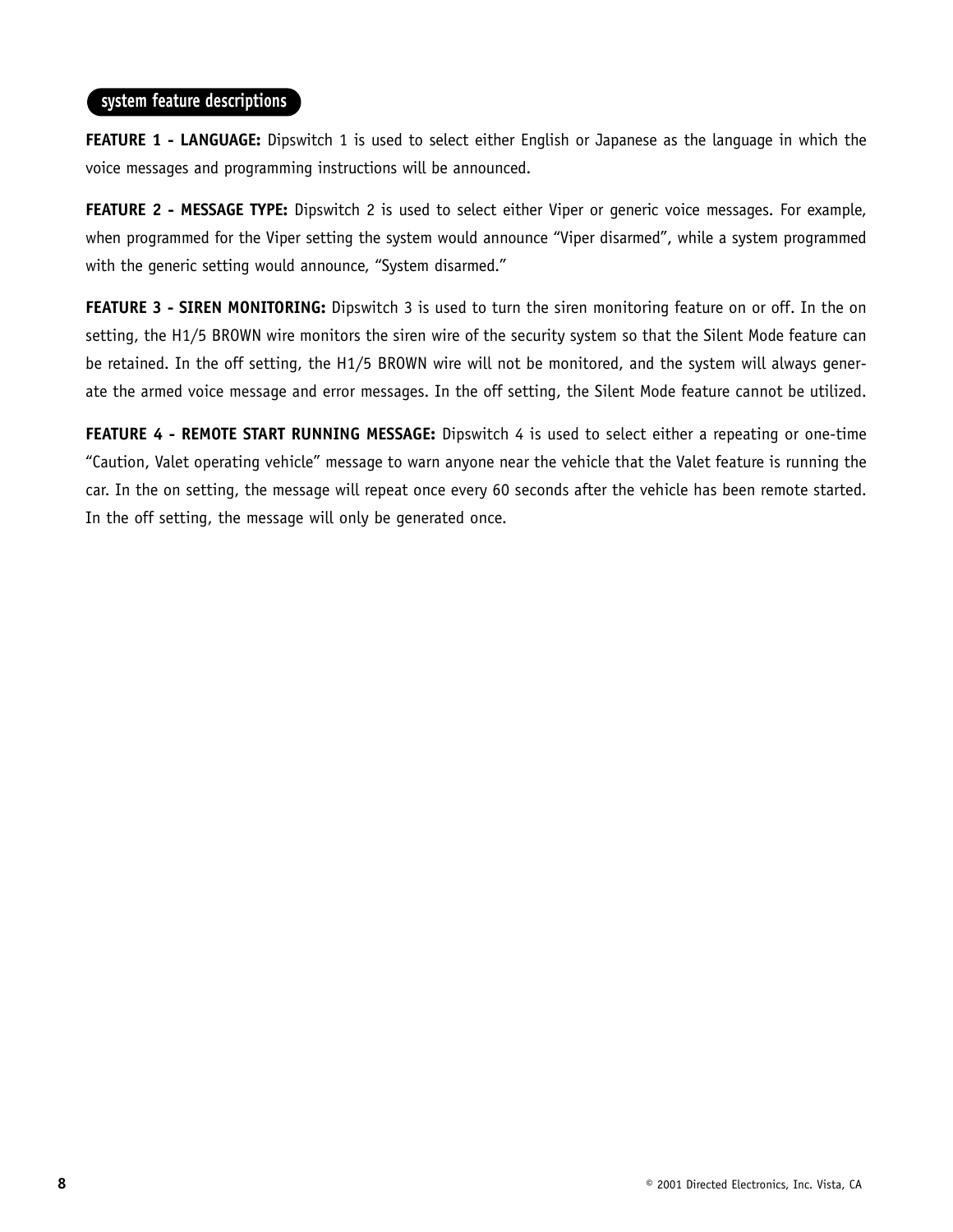## system feature descriptions

**FEATURE 1 - LANGUAGE:** Dipswitch 1 is used to select either English or Japanese as the language in which the voice messages and programming instructions will be announced.

**FEATURE 2 - MESSAGE TYPE:** Dipswitch 2 is used to select either Viper or generic voice messages. For example, when programmed for the Viper setting the system would announce "Viper disarmed", while a system programmed with the generic setting would announce, "System disarmed."

**FEATURE 3 - SIREN MONITORING:** Dipswitch 3 is used to turn the siren monitoring feature on or off. In the on setting, the H1/5 BROWN wire monitors the siren wire of the security system so that the Silent Mode feature can be retained. In the off setting, the H1/5 BROWN wire will not be monitored, and the system will always generate the armed voice message and error messages. In the off setting, the Silent Mode feature cannot be utilized.

**FEATURE 4 - REMOTE START RUNNING MESSAGE:** Dipswitch 4 is used to select either a repeating or one-time "Caution, Valet operating vehicle" message to warn anyone near the vehicle that the Valet feature is running the car. In the on setting, the message will repeat once every 60 seconds after the vehicle has been remote started. In the off setting, the message will only be generated once.

© 2001 Directed Electronics, Inc. Vista, CA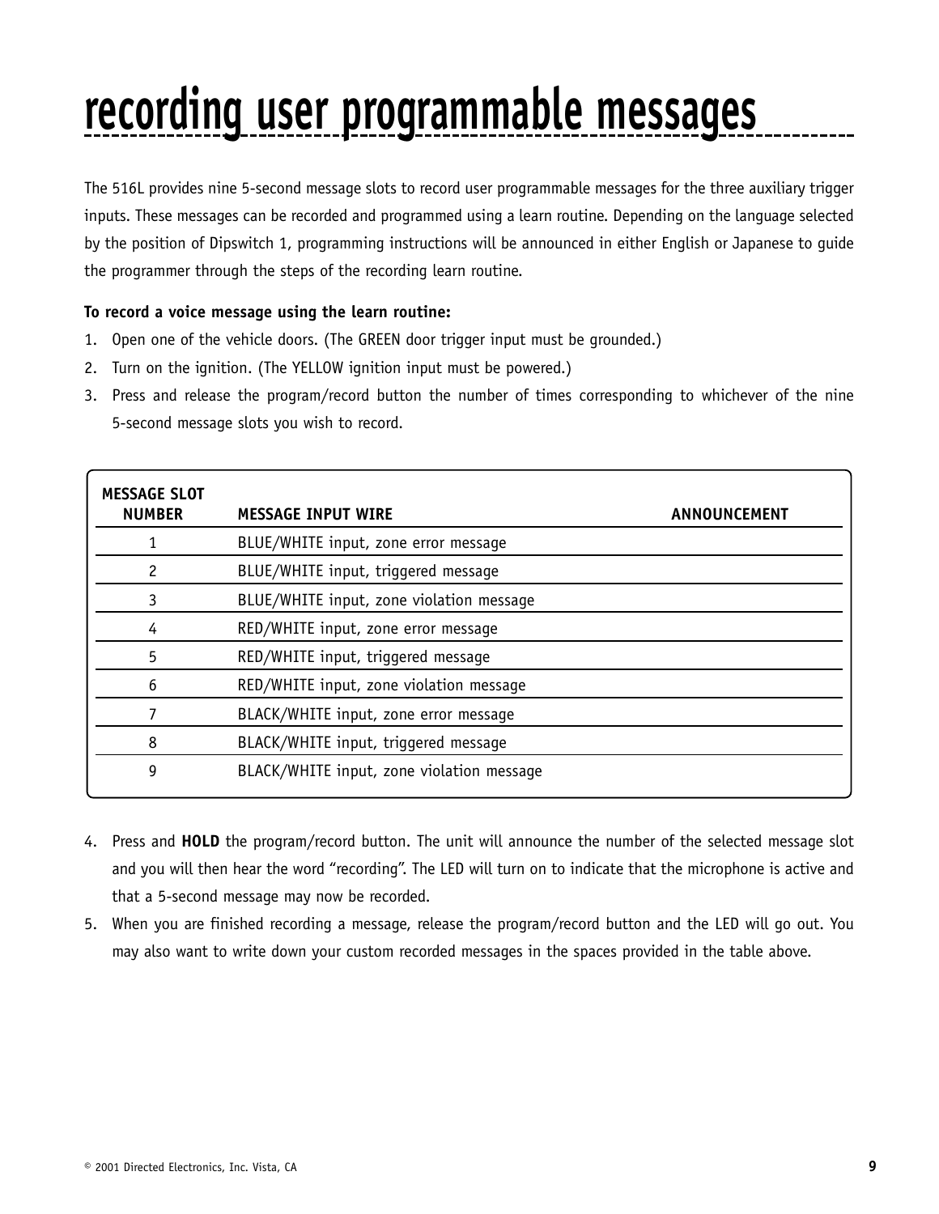# recording user programmable messages

The 516L provides nine 5-second message slots to record user programmable messages for the three auxiliary trigger inputs. These messages can be recorded and programmed using a learn routine. Depending on the language selected by the position of Dipswitch 1, programming instructions will be announced in either English or Japanese to guide the programmer through the steps of the recording learn routine.

**To record a voice message using the learn routine:**

1. Open one of the vehicle doors. (The GREEN door trigger input must be grounded.)
2. Turn on the ignition. (The YELLOW ignition input must be powered.)
3. Press and release the program/record button the number of times corresponding to whichever of the nine 5-second message slots you wish to record.

| MESSAGE SLOT NUMBER | MESSAGE INPUT WIRE | ANNOUNCEMENT |
|---|---|---|
| 1 | BLUE/WHITE input, zone error message | |
| 2 | BLUE/WHITE input, triggered message | |
| 3 | BLUE/WHITE input, zone violation message | |
| 4 | RED/WHITE input, zone error message | |
| 5 | RED/WHITE input, triggered message | |
| 6 | RED/WHITE input, zone violation message | |
| 7 | BLACK/WHITE input, zone error message | |
| 8 | BLACK/WHITE input, triggered message | |
| 9 | BLACK/WHITE input, zone violation message | |

4. Press and **HOLD** the program/record button. The unit will announce the number of the selected message slot and you will then hear the word "recording". The LED will turn on to indicate that the microphone is active and that a 5-second message may now be recorded.
5. When you are finished recording a message, release the program/record button and the LED will go out. You may also want to write down your custom recorded messages in the spaces provided in the table above.

© 2001 Directed Electronics, Inc. Vista, CA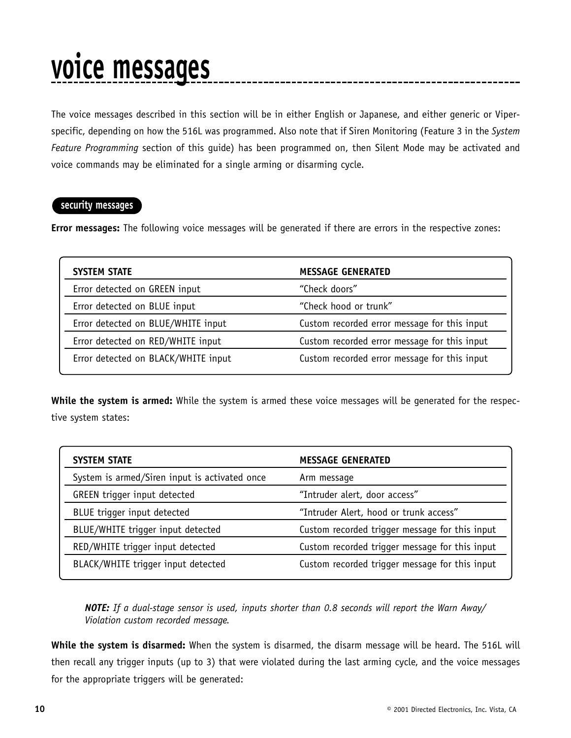# voice messages

The voice messages described in this section will be in either English or Japanese, and either generic or Viper-specific, depending on how the 516L was programmed. Also note that if Siren Monitoring (Feature 3 in the *System Feature Programming* section of this guide) has been programmed on, then Silent Mode may be activated and voice commands may be eliminated for a single arming or disarming cycle.

## security messages

**Error messages:** The following voice messages will be generated if there are errors in the respective zones:

| SYSTEM STATE | MESSAGE GENERATED |
|---|---|
| Error detected on GREEN input | "Check doors" |
| Error detected on BLUE input | "Check hood or trunk" |
| Error detected on BLUE/WHITE input | Custom recorded error message for this input |
| Error detected on RED/WHITE input | Custom recorded error message for this input |
| Error detected on BLACK/WHITE input | Custom recorded error message for this input |

**While the system is armed:** While the system is armed these voice messages will be generated for the respective system states:

| SYSTEM STATE | MESSAGE GENERATED |
|---|---|
| System is armed/Siren input is activated once | Arm message |
| GREEN trigger input detected | "Intruder alert, door access" |
| BLUE trigger input detected | "Intruder Alert, hood or trunk access" |
| BLUE/WHITE trigger input detected | Custom recorded trigger message for this input |
| RED/WHITE trigger input detected | Custom recorded trigger message for this input |
| BLACK/WHITE trigger input detected | Custom recorded trigger message for this input |

***NOTE:*** *If a dual-stage sensor is used, inputs shorter than 0.8 seconds will report the Warn Away/ Violation custom recorded message.*

**While the system is disarmed:** When the system is disarmed, the disarm message will be heard. The 516L will then recall any trigger inputs (up to 3) that were violated during the last arming cycle, and the voice messages for the appropriate triggers will be generated: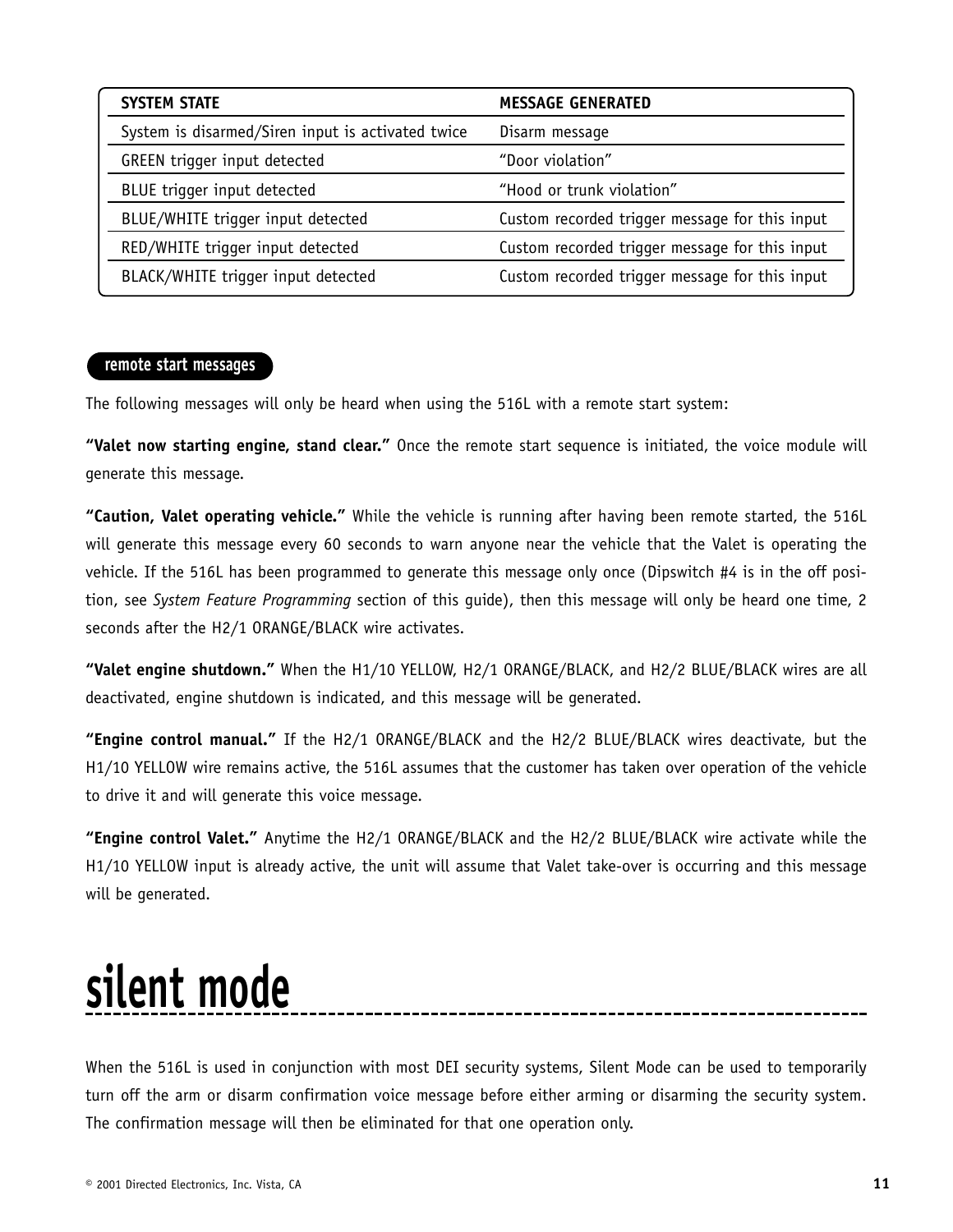| SYSTEM STATE | MESSAGE GENERATED |
| --- | --- |
| System is disarmed/Siren input is activated twice | Disarm message |
| GREEN trigger input detected | "Door violation" |
| BLUE trigger input detected | "Hood or trunk violation" |
| BLUE/WHITE trigger input detected | Custom recorded trigger message for this input |
| RED/WHITE trigger input detected | Custom recorded trigger message for this input |
| BLACK/WHITE trigger input detected | Custom recorded trigger message for this input |

### remote start messages

The following messages will only be heard when using the 516L with a remote start system:

**"Valet now starting engine, stand clear."** Once the remote start sequence is initiated, the voice module will generate this message.

**"Caution, Valet operating vehicle."** While the vehicle is running after having been remote started, the 516L will generate this message every 60 seconds to warn anyone near the vehicle that the Valet is operating the vehicle. If the 516L has been programmed to generate this message only once (Dipswitch #4 is in the off position, see *System Feature Programming* section of this guide), then this message will only be heard one time, 2 seconds after the H2/1 ORANGE/BLACK wire activates.

**"Valet engine shutdown."** When the H1/10 YELLOW, H2/1 ORANGE/BLACK, and H2/2 BLUE/BLACK wires are all deactivated, engine shutdown is indicated, and this message will be generated.

**"Engine control manual."** If the H2/1 ORANGE/BLACK and the H2/2 BLUE/BLACK wires deactivate, but the H1/10 YELLOW wire remains active, the 516L assumes that the customer has taken over operation of the vehicle to drive it and will generate this voice message.

**"Engine control Valet."** Anytime the H2/1 ORANGE/BLACK and the H2/2 BLUE/BLACK wire activate while the H1/10 YELLOW input is already active, the unit will assume that Valet take-over is occurring and this message will be generated.

# silent mode

When the 516L is used in conjunction with most DEI security systems, Silent Mode can be used to temporarily turn off the arm or disarm confirmation voice message before either arming or disarming the security system. The confirmation message will then be eliminated for that one operation only.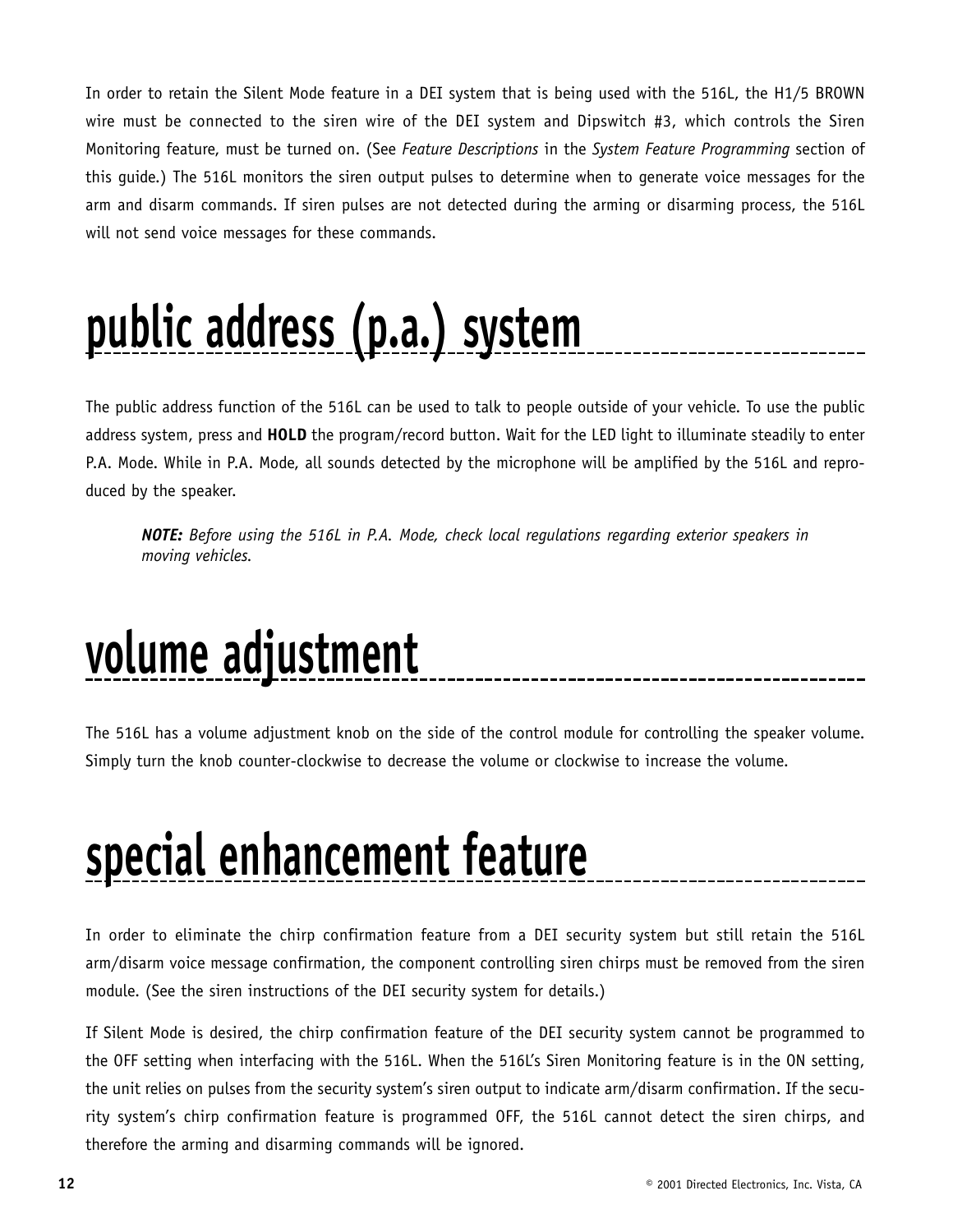In order to retain the Silent Mode feature in a DEI system that is being used with the 516L, the H1/5 BROWN wire must be connected to the siren wire of the DEI system and Dipswitch #3, which controls the Siren Monitoring feature, must be turned on. (See *Feature Descriptions* in the *System Feature Programming* section of this guide.) The 516L monitors the siren output pulses to determine when to generate voice messages for the arm and disarm commands. If siren pulses are not detected during the arming or disarming process, the 516L will not send voice messages for these commands.

# public address (p.a.) system

The public address function of the 516L can be used to talk to people outside of your vehicle. To use the public address system, press and **HOLD** the program/record button. Wait for the LED light to illuminate steadily to enter P.A. Mode. While in P.A. Mode, all sounds detected by the microphone will be amplified by the 516L and reproduced by the speaker.

> ***NOTE:*** *Before using the 516L in P.A. Mode, check local regulations regarding exterior speakers in moving vehicles.*

# volume adjustment

The 516L has a volume adjustment knob on the side of the control module for controlling the speaker volume. Simply turn the knob counter-clockwise to decrease the volume or clockwise to increase the volume.

# special enhancement feature

In order to eliminate the chirp confirmation feature from a DEI security system but still retain the 516L arm/disarm voice message confirmation, the component controlling siren chirps must be removed from the siren module. (See the siren instructions of the DEI security system for details.)

If Silent Mode is desired, the chirp confirmation feature of the DEI security system cannot be programmed to the OFF setting when interfacing with the 516L. When the 516L's Siren Monitoring feature is in the ON setting, the unit relies on pulses from the security system's siren output to indicate arm/disarm confirmation. If the security system's chirp confirmation feature is programmed OFF, the 516L cannot detect the siren chirps, and therefore the arming and disarming commands will be ignored.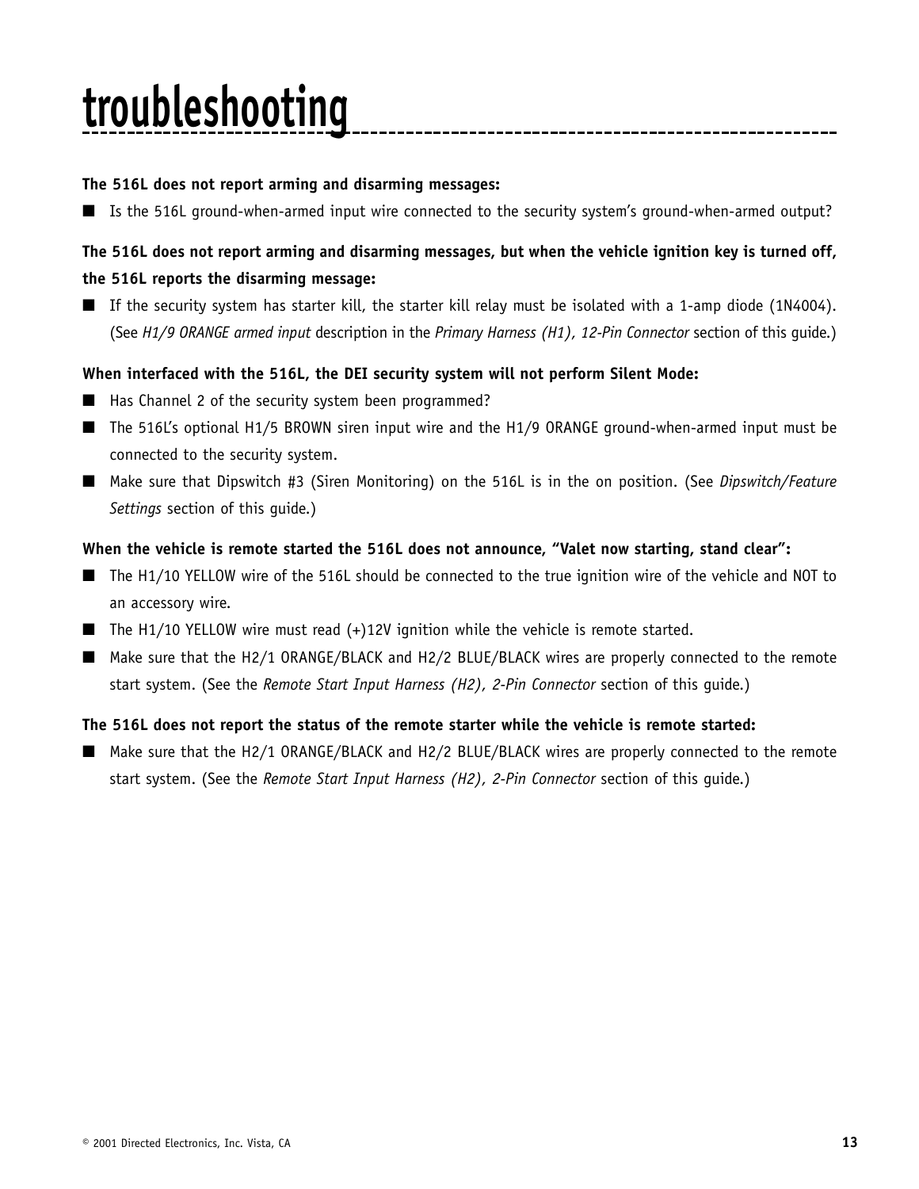# troubleshooting

**The 516L does not report arming and disarming messages:**

- Is the 516L ground-when-armed input wire connected to the security system's ground-when-armed output?

**The 516L does not report arming and disarming messages, but when the vehicle ignition key is turned off, the 516L reports the disarming message:**

- If the security system has starter kill, the starter kill relay must be isolated with a 1-amp diode (1N4004). (See *H1/9 ORANGE armed input* description in the *Primary Harness (H1), 12-Pin Connector* section of this guide.)

**When interfaced with the 516L, the DEI security system will not perform Silent Mode:**

- Has Channel 2 of the security system been programmed?
- The 516L's optional H1/5 BROWN siren input wire and the H1/9 ORANGE ground-when-armed input must be connected to the security system.
- Make sure that Dipswitch #3 (Siren Monitoring) on the 516L is in the on position. (See *Dipswitch/Feature Settings* section of this guide.)

**When the vehicle is remote started the 516L does not announce, "Valet now starting, stand clear":**

- The H1/10 YELLOW wire of the 516L should be connected to the true ignition wire of the vehicle and NOT to an accessory wire.
- The H1/10 YELLOW wire must read (+)12V ignition while the vehicle is remote started.
- Make sure that the H2/1 ORANGE/BLACK and H2/2 BLUE/BLACK wires are properly connected to the remote start system. (See the *Remote Start Input Harness (H2), 2-Pin Connector* section of this guide.)

**The 516L does not report the status of the remote starter while the vehicle is remote started:**

- Make sure that the H2/1 ORANGE/BLACK and H2/2 BLUE/BLACK wires are properly connected to the remote start system. (See the *Remote Start Input Harness (H2), 2-Pin Connector* section of this guide.)

© 2001 Directed Electronics, Inc. Vista, CA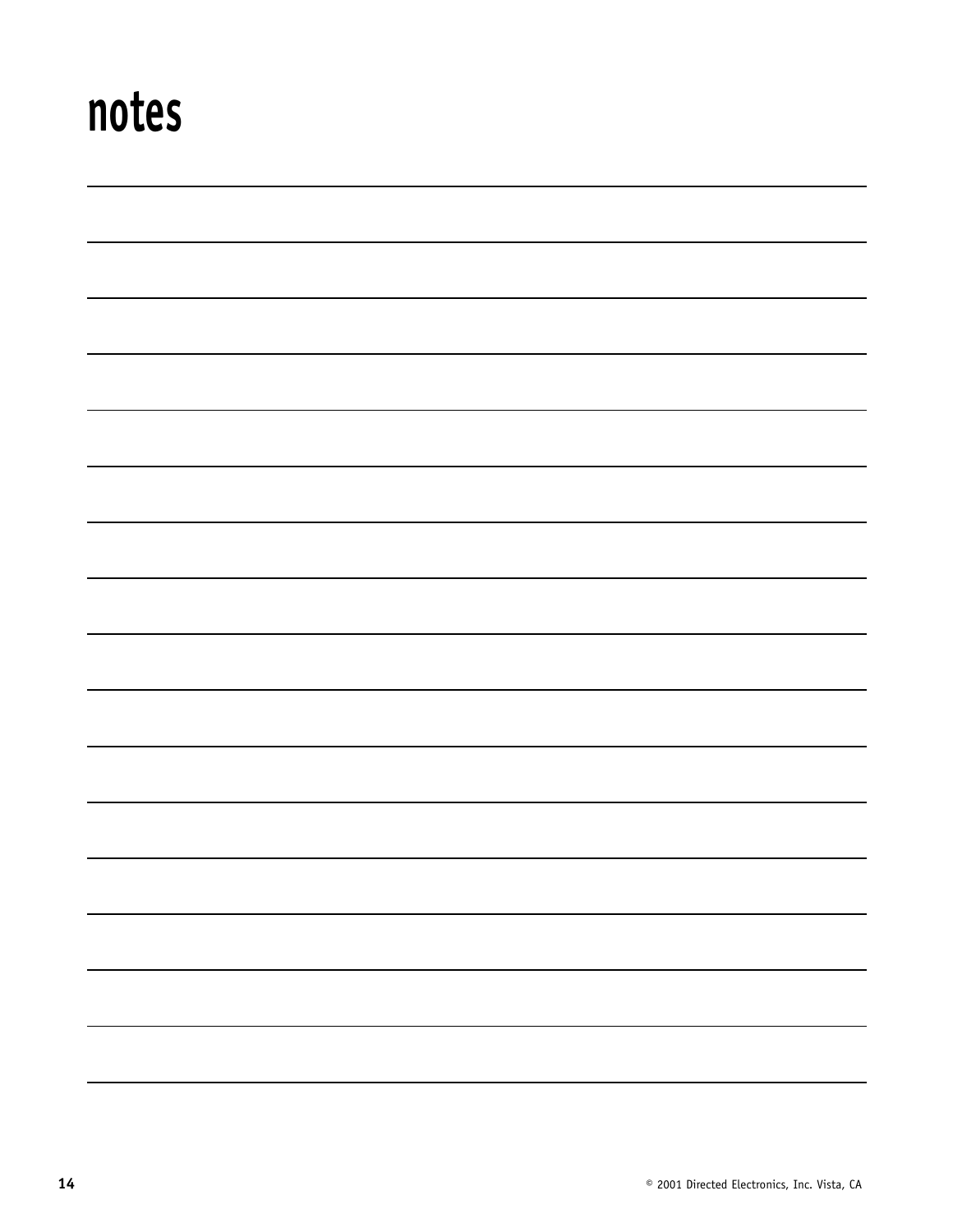# notes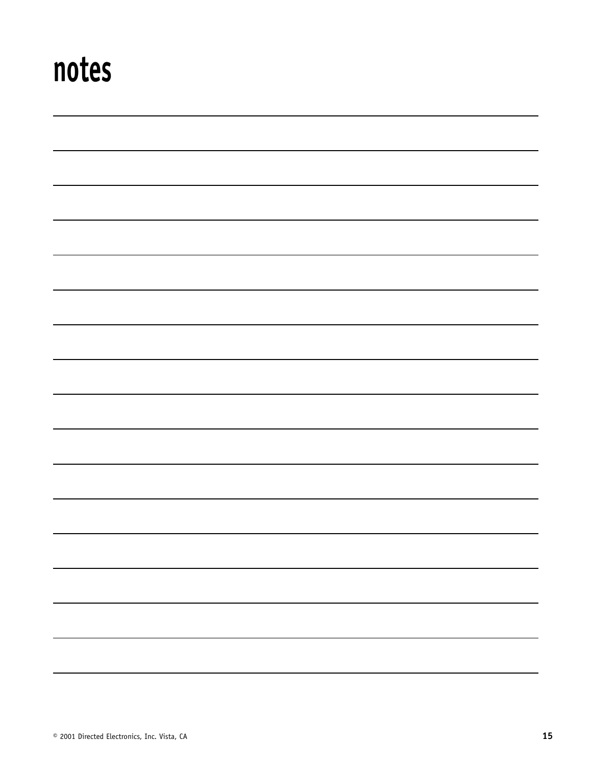# notes

© 2001 Directed Electronics, Inc. Vista, CA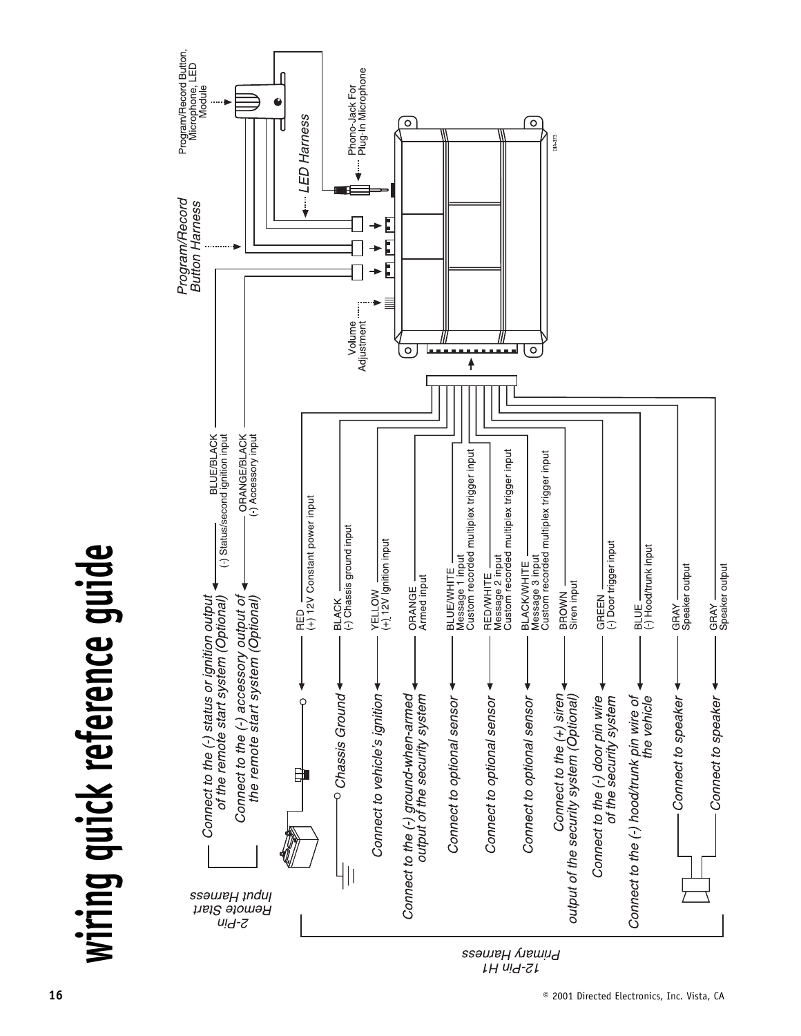# wiring quick reference guide

2-Pin Remote Start Input Harness

Connect to the (-) status or ignition output of the remote start system (Optional) — BLUE/BLACK (-) Status/second ignition input

Connect to the (-) accessory output of the remote start system (Optional) — ORANGE/BLACK (-) Accessory input

12-Pin H1 Primary Harness

RED (+) 12V Constant power input

Chassis Ground — BLACK (-) Chassis ground input

Connect to vehicle's ignition — YELLOW (+) 12V Ignition input

Connect to the (-) ground-when-armed output of the security system — ORANGE Armed input

Connect to optional sensor — BLUE/WHITE Message 1 input Custom recorded multiplex trigger input

Connect to optional sensor — RED/WHITE Message 2 input Custom recorded multiplex trigger input

Connect to optional sensor — BLACK/WHITE Message 3 input Custom recorded multiplex trigger input

Connect to the (+) siren output of the security system (Optional) — BROWN Siren input

Connect to the (-) door pin wire of the security system — GREEN (-) Door trigger input

Connect to the (-) hood/trunk pin wire of the vehicle — BLUE (-) Hood/trunk input

Connect to speaker — GRAY Speaker output

Connect to speaker — GRAY Speaker output

Volume Adjustment

Program/Record Button Harness

LED Harness

Program/Record Button, Microphone, LED Module

Phono-Jack For Plug-In Microphone

DIA-373

© 2001 Directed Electronics, Inc. Vista, CA